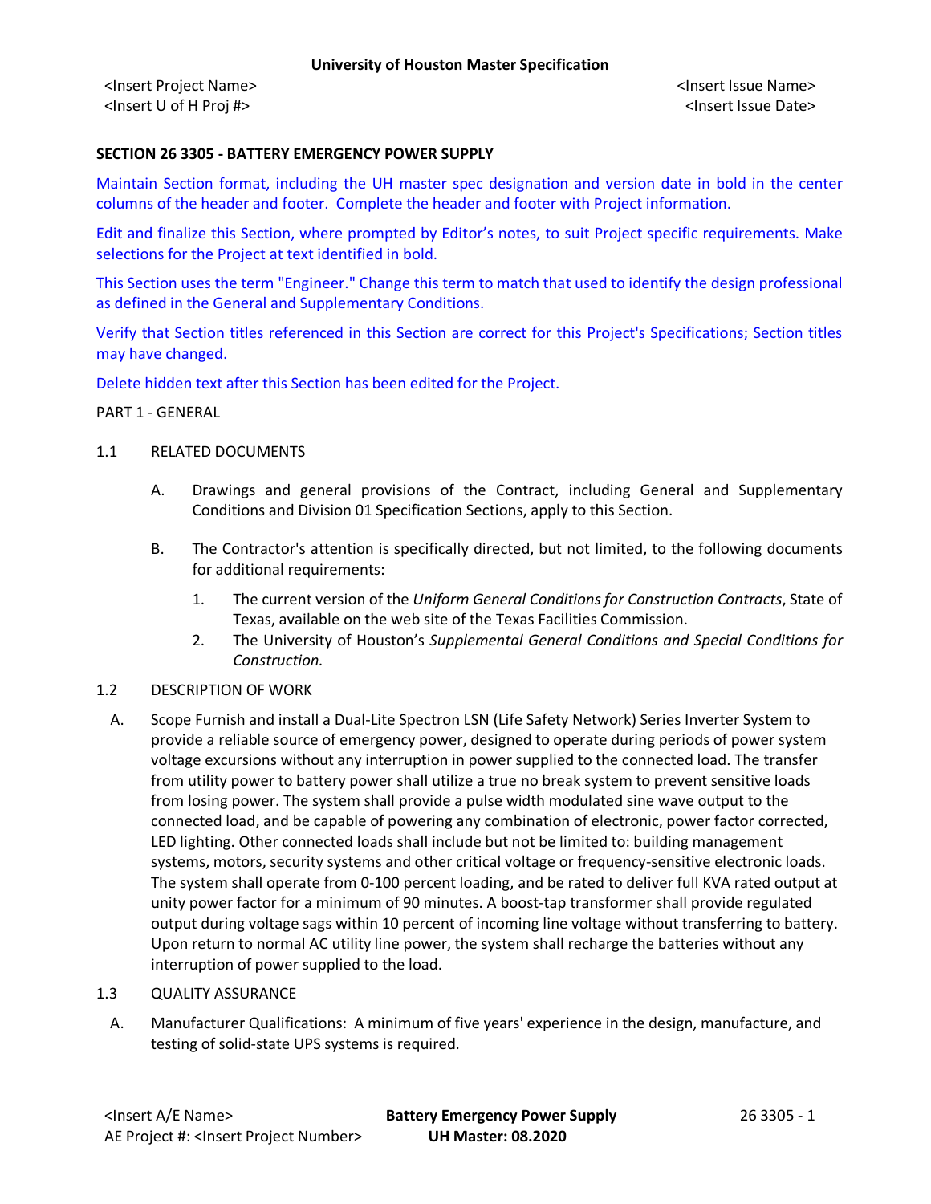**University of Houston Master Specification**

<Insert Project Name>
<Insert U of H Proj #>

<Insert Issue Name>
<Insert Issue Date>

## SECTION 26 3305 - BATTERY EMERGENCY POWER SUPPLY

Maintain Section format, including the UH master spec designation and version date in bold in the center columns of the header and footer. Complete the header and footer with Project information.

Edit and finalize this Section, where prompted by Editor's notes, to suit Project specific requirements. Make selections for the Project at text identified in bold.

This Section uses the term "Engineer." Change this term to match that used to identify the design professional as defined in the General and Supplementary Conditions.

Verify that Section titles referenced in this Section are correct for this Project's Specifications; Section titles may have changed.

Delete hidden text after this Section has been edited for the Project.

PART 1 - GENERAL

1.1 RELATED DOCUMENTS

A. Drawings and general provisions of the Contract, including General and Supplementary Conditions and Division 01 Specification Sections, apply to this Section.

B. The Contractor's attention is specifically directed, but not limited, to the following documents for additional requirements:

1. The current version of the *Uniform General Conditions for Construction Contracts*, State of Texas, available on the web site of the Texas Facilities Commission.
2. The University of Houston's *Supplemental General Conditions and Special Conditions for Construction.*

1.2 DESCRIPTION OF WORK

A. Scope Furnish and install a Dual-Lite Spectron LSN (Life Safety Network) Series Inverter System to provide a reliable source of emergency power, designed to operate during periods of power system voltage excursions without any interruption in power supplied to the connected load. The transfer from utility power to battery power shall utilize a true no break system to prevent sensitive loads from losing power. The system shall provide a pulse width modulated sine wave output to the connected load, and be capable of powering any combination of electronic, power factor corrected, LED lighting. Other connected loads shall include but not be limited to: building management systems, motors, security systems and other critical voltage or frequency-sensitive electronic loads. The system shall operate from 0-100 percent loading, and be rated to deliver full KVA rated output at unity power factor for a minimum of 90 minutes. A boost-tap transformer shall provide regulated output during voltage sags within 10 percent of incoming line voltage without transferring to battery. Upon return to normal AC utility line power, the system shall recharge the batteries without any interruption of power supplied to the load.

1.3 QUALITY ASSURANCE

A. Manufacturer Qualifications: A minimum of five years' experience in the design, manufacture, and testing of solid-state UPS systems is required.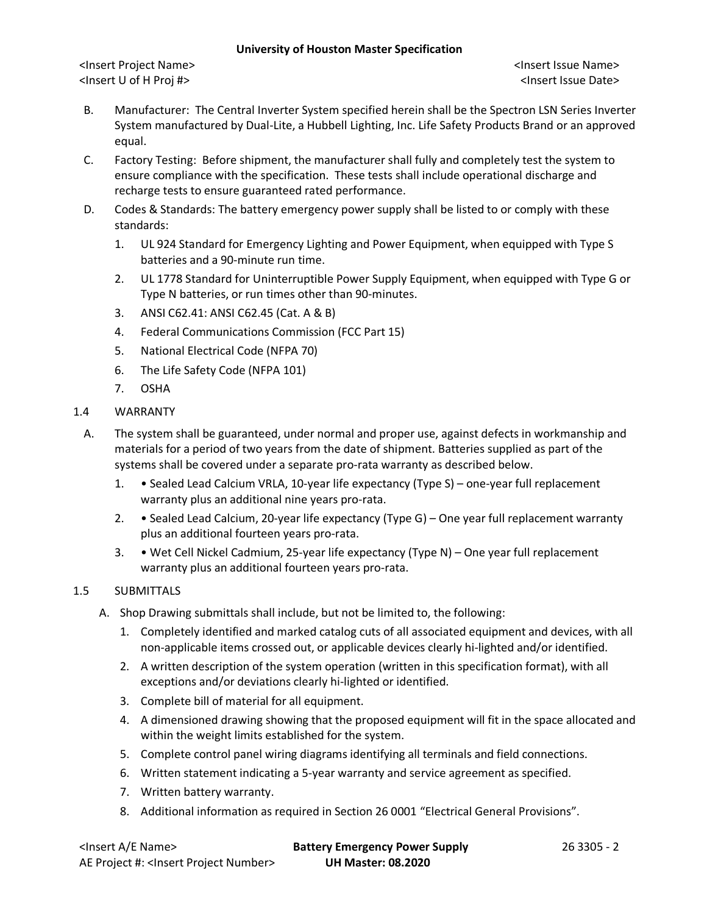B. Manufacturer: The Central Inverter System specified herein shall be the Spectron LSN Series Inverter System manufactured by Dual-Lite, a Hubbell Lighting, Inc. Life Safety Products Brand or an approved equal.

C. Factory Testing: Before shipment, the manufacturer shall fully and completely test the system to ensure compliance with the specification. These tests shall include operational discharge and recharge tests to ensure guaranteed rated performance.

D. Codes & Standards: The battery emergency power supply shall be listed to or comply with these standards:

1. UL 924 Standard for Emergency Lighting and Power Equipment, when equipped with Type S batteries and a 90-minute run time.
2. UL 1778 Standard for Uninterruptible Power Supply Equipment, when equipped with Type G or Type N batteries, or run times other than 90-minutes.
3. ANSI C62.41: ANSI C62.45 (Cat. A & B)
4. Federal Communications Commission (FCC Part 15)
5. National Electrical Code (NFPA 70)
6. The Life Safety Code (NFPA 101)
7. OSHA

## 1.4 WARRANTY

A. The system shall be guaranteed, under normal and proper use, against defects in workmanship and materials for a period of two years from the date of shipment. Batteries supplied as part of the systems shall be covered under a separate pro-rata warranty as described below.

1. • Sealed Lead Calcium VRLA, 10-year life expectancy (Type S) – one-year full replacement warranty plus an additional nine years pro-rata.
2. • Sealed Lead Calcium, 20-year life expectancy (Type G) – One year full replacement warranty plus an additional fourteen years pro-rata.
3. • Wet Cell Nickel Cadmium, 25-year life expectancy (Type N) – One year full replacement warranty plus an additional fourteen years pro-rata.

## 1.5 SUBMITTALS

A. Shop Drawing submittals shall include, but not be limited to, the following:

1. Completely identified and marked catalog cuts of all associated equipment and devices, with all non-applicable items crossed out, or applicable devices clearly hi-lighted and/or identified.
2. A written description of the system operation (written in this specification format), with all exceptions and/or deviations clearly hi-lighted or identified.
3. Complete bill of material for all equipment.
4. A dimensioned drawing showing that the proposed equipment will fit in the space allocated and within the weight limits established for the system.
5. Complete control panel wiring diagrams identifying all terminals and field connections.
6. Written statement indicating a 5-year warranty and service agreement as specified.
7. Written battery warranty.
8. Additional information as required in Section 26 0001 "Electrical General Provisions".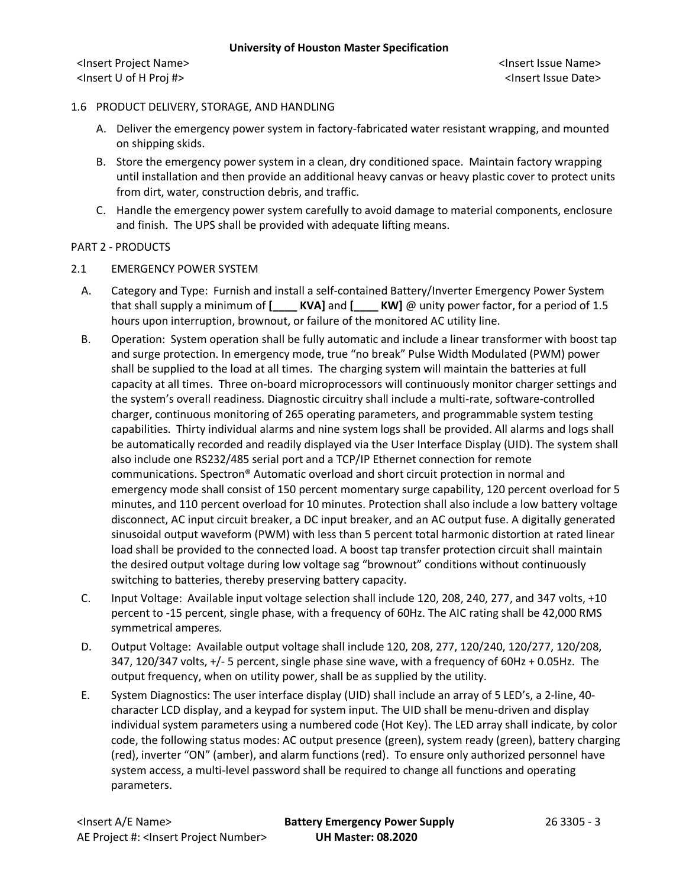1.6 PRODUCT DELIVERY, STORAGE, AND HANDLING

A. Deliver the emergency power system in factory-fabricated water resistant wrapping, and mounted on shipping skids.

B. Store the emergency power system in a clean, dry conditioned space. Maintain factory wrapping until installation and then provide an additional heavy canvas or heavy plastic cover to protect units from dirt, water, construction debris, and traffic.

C. Handle the emergency power system carefully to avoid damage to material components, enclosure and finish. The UPS shall be provided with adequate lifting means.

PART 2 - PRODUCTS

2.1 EMERGENCY POWER SYSTEM

A. Category and Type: Furnish and install a self-contained Battery/Inverter Emergency Power System that shall supply a minimum of **[____ KVA]** and **[____ KW]** @ unity power factor, for a period of 1.5 hours upon interruption, brownout, or failure of the monitored AC utility line.

B. Operation: System operation shall be fully automatic and include a linear transformer with boost tap and surge protection. In emergency mode, true "no break" Pulse Width Modulated (PWM) power shall be supplied to the load at all times. The charging system will maintain the batteries at full capacity at all times. Three on-board microprocessors will continuously monitor charger settings and the system's overall readiness. Diagnostic circuitry shall include a multi-rate, software-controlled charger, continuous monitoring of 265 operating parameters, and programmable system testing capabilities. Thirty individual alarms and nine system logs shall be provided. All alarms and logs shall be automatically recorded and readily displayed via the User Interface Display (UID). The system shall also include one RS232/485 serial port and a TCP/IP Ethernet connection for remote communications. Spectron® Automatic overload and short circuit protection in normal and emergency mode shall consist of 150 percent momentary surge capability, 120 percent overload for 5 minutes, and 110 percent overload for 10 minutes. Protection shall also include a low battery voltage disconnect, AC input circuit breaker, a DC input breaker, and an AC output fuse. A digitally generated sinusoidal output waveform (PWM) with less than 5 percent total harmonic distortion at rated linear load shall be provided to the connected load. A boost tap transfer protection circuit shall maintain the desired output voltage during low voltage sag "brownout" conditions without continuously switching to batteries, thereby preserving battery capacity.

C. Input Voltage: Available input voltage selection shall include 120, 208, 240, 277, and 347 volts, +10 percent to -15 percent, single phase, with a frequency of 60Hz. The AIC rating shall be 42,000 RMS symmetrical amperes.

D. Output Voltage: Available output voltage shall include 120, 208, 277, 120/240, 120/277, 120/208, 347, 120/347 volts, +/- 5 percent, single phase sine wave, with a frequency of 60Hz + 0.05Hz. The output frequency, when on utility power, shall be as supplied by the utility.

E. System Diagnostics: The user interface display (UID) shall include an array of 5 LED's, a 2-line, 40-character LCD display, and a keypad for system input. The UID shall be menu-driven and display individual system parameters using a numbered code (Hot Key). The LED array shall indicate, by color code, the following status modes: AC output presence (green), system ready (green), battery charging (red), inverter "ON" (amber), and alarm functions (red). To ensure only authorized personnel have system access, a multi-level password shall be required to change all functions and operating parameters.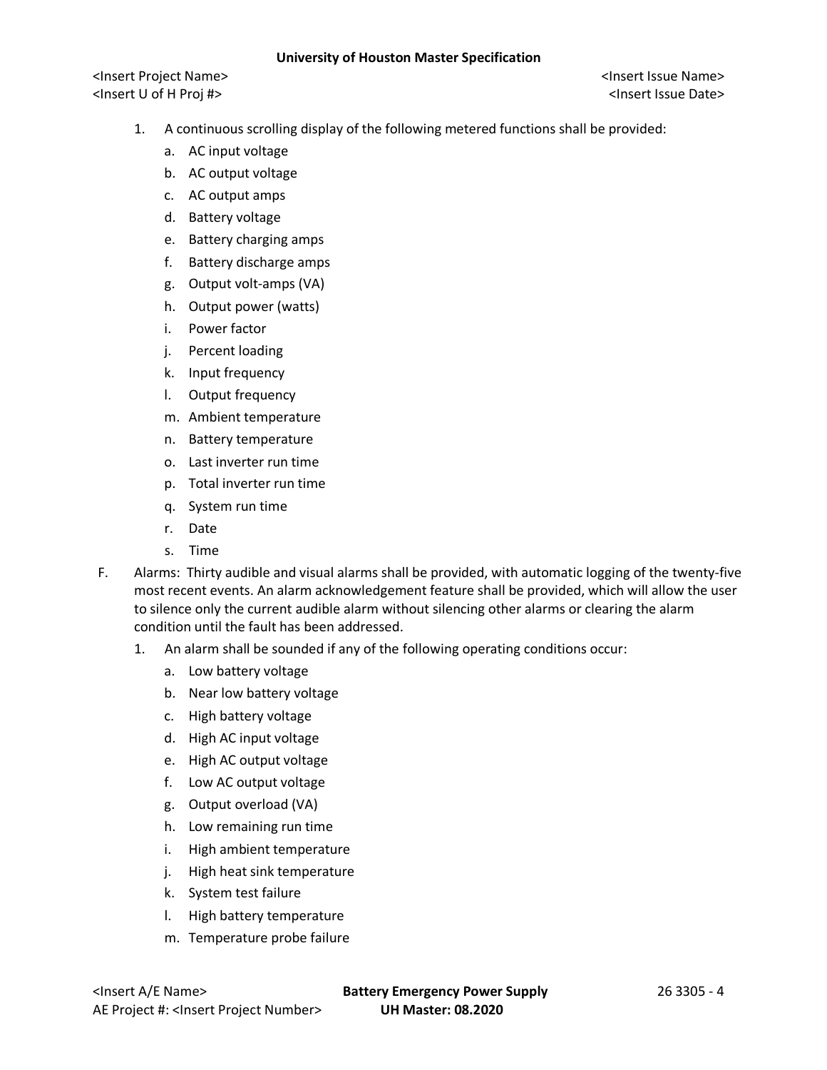1. A continuous scrolling display of the following metered functions shall be provided:
   a. AC input voltage
   b. AC output voltage
   c. AC output amps
   d. Battery voltage
   e. Battery charging amps
   f. Battery discharge amps
   g. Output volt-amps (VA)
   h. Output power (watts)
   i. Power factor
   j. Percent loading
   k. Input frequency
   l. Output frequency
   m. Ambient temperature
   n. Battery temperature
   o. Last inverter run time
   p. Total inverter run time
   q. System run time
   r. Date
   s. Time

F. Alarms: Thirty audible and visual alarms shall be provided, with automatic logging of the twenty-five most recent events. An alarm acknowledgement feature shall be provided, which will allow the user to silence only the current audible alarm without silencing other alarms or clearing the alarm condition until the fault has been addressed.

1. An alarm shall be sounded if any of the following operating conditions occur:
   a. Low battery voltage
   b. Near low battery voltage
   c. High battery voltage
   d. High AC input voltage
   e. High AC output voltage
   f. Low AC output voltage
   g. Output overload (VA)
   h. Low remaining run time
   i. High ambient temperature
   j. High heat sink temperature
   k. System test failure
   l. High battery temperature
   m. Temperature probe failure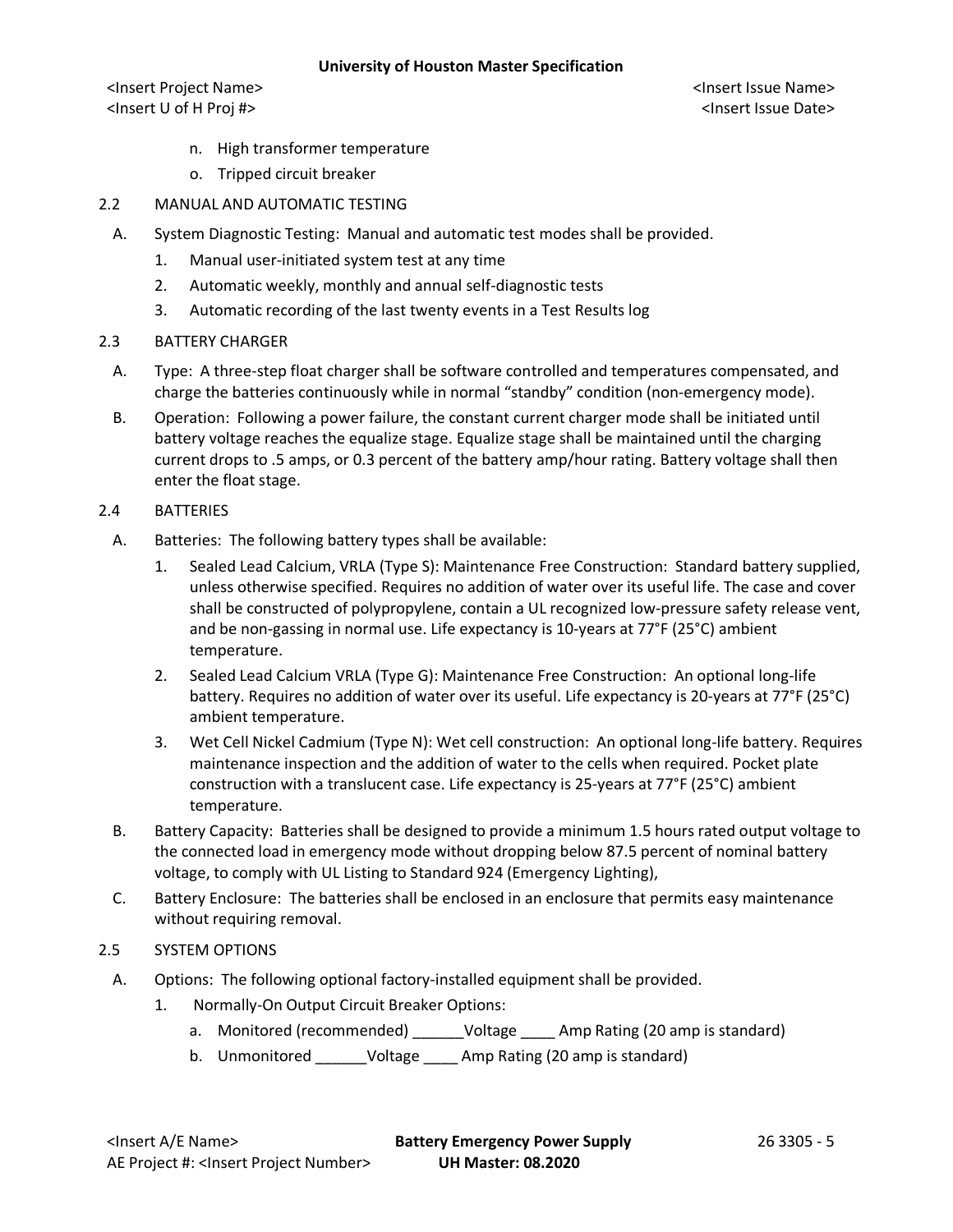n. High transformer temperature

o. Tripped circuit breaker

2.2 MANUAL AND AUTOMATIC TESTING

A. System Diagnostic Testing: Manual and automatic test modes shall be provided.

1. Manual user-initiated system test at any time
2. Automatic weekly, monthly and annual self-diagnostic tests
3. Automatic recording of the last twenty events in a Test Results log

2.3 BATTERY CHARGER

A. Type: A three-step float charger shall be software controlled and temperatures compensated, and charge the batteries continuously while in normal "standby" condition (non-emergency mode).

B. Operation: Following a power failure, the constant current charger mode shall be initiated until battery voltage reaches the equalize stage. Equalize stage shall be maintained until the charging current drops to .5 amps, or 0.3 percent of the battery amp/hour rating. Battery voltage shall then enter the float stage.

2.4 BATTERIES

A. Batteries: The following battery types shall be available:

1. Sealed Lead Calcium, VRLA (Type S): Maintenance Free Construction: Standard battery supplied, unless otherwise specified. Requires no addition of water over its useful life. The case and cover shall be constructed of polypropylene, contain a UL recognized low-pressure safety release vent, and be non-gassing in normal use. Life expectancy is 10-years at 77°F (25°C) ambient temperature.
2. Sealed Lead Calcium VRLA (Type G): Maintenance Free Construction: An optional long-life battery. Requires no addition of water over its useful. Life expectancy is 20-years at 77°F (25°C) ambient temperature.
3. Wet Cell Nickel Cadmium (Type N): Wet cell construction: An optional long-life battery. Requires maintenance inspection and the addition of water to the cells when required. Pocket plate construction with a translucent case. Life expectancy is 25-years at 77°F (25°C) ambient temperature.

B. Battery Capacity: Batteries shall be designed to provide a minimum 1.5 hours rated output voltage to the connected load in emergency mode without dropping below 87.5 percent of nominal battery voltage, to comply with UL Listing to Standard 924 (Emergency Lighting),

C. Battery Enclosure: The batteries shall be enclosed in an enclosure that permits easy maintenance without requiring removal.

2.5 SYSTEM OPTIONS

A. Options: The following optional factory-installed equipment shall be provided.

1. Normally-On Output Circuit Breaker Options:
   a. Monitored (recommended) ______Voltage ____ Amp Rating (20 amp is standard)
   b. Unmonitored ______Voltage ____ Amp Rating (20 amp is standard)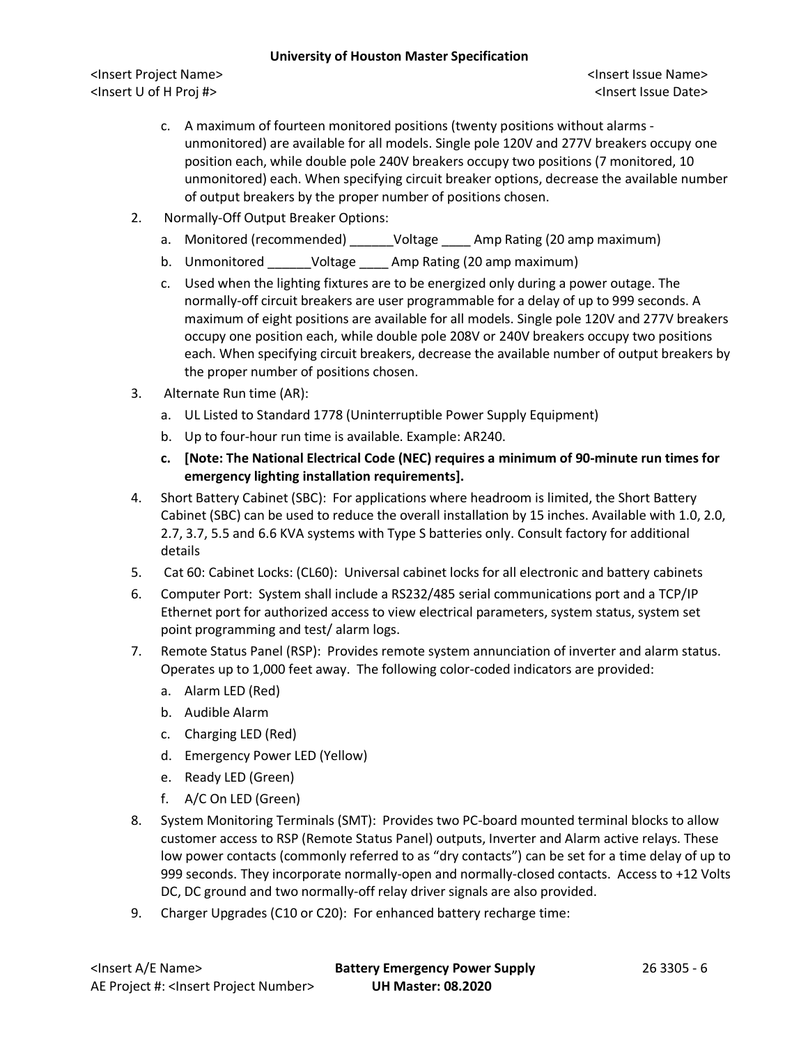c. A maximum of fourteen monitored positions (twenty positions without alarms - unmonitored) are available for all models. Single pole 120V and 277V breakers occupy one position each, while double pole 240V breakers occupy two positions (7 monitored, 10 unmonitored) each. When specifying circuit breaker options, decrease the available number of output breakers by the proper number of positions chosen.

2. Normally-Off Output Breaker Options:
   a. Monitored (recommended) ______Voltage ____ Amp Rating (20 amp maximum)
   b. Unmonitored ______Voltage ____ Amp Rating (20 amp maximum)
   c. Used when the lighting fixtures are to be energized only during a power outage. The normally-off circuit breakers are user programmable for a delay of up to 999 seconds. A maximum of eight positions are available for all models. Single pole 120V and 277V breakers occupy one position each, while double pole 208V or 240V breakers occupy two positions each. When specifying circuit breakers, decrease the available number of output breakers by the proper number of positions chosen.

3. Alternate Run time (AR):
   a. UL Listed to Standard 1778 (Uninterruptible Power Supply Equipment)
   b. Up to four-hour run time is available. Example: AR240.
   c. **[Note: The National Electrical Code (NEC) requires a minimum of 90-minute run times for emergency lighting installation requirements].**

4. Short Battery Cabinet (SBC): For applications where headroom is limited, the Short Battery Cabinet (SBC) can be used to reduce the overall installation by 15 inches. Available with 1.0, 2.0, 2.7, 3.7, 5.5 and 6.6 KVA systems with Type S batteries only. Consult factory for additional details

5. Cat 60: Cabinet Locks: (CL60): Universal cabinet locks for all electronic and battery cabinets

6. Computer Port: System shall include a RS232/485 serial communications port and a TCP/IP Ethernet port for authorized access to view electrical parameters, system status, system set point programming and test/ alarm logs.

7. Remote Status Panel (RSP): Provides remote system annunciation of inverter and alarm status. Operates up to 1,000 feet away. The following color-coded indicators are provided:
   a. Alarm LED (Red)
   b. Audible Alarm
   c. Charging LED (Red)
   d. Emergency Power LED (Yellow)
   e. Ready LED (Green)
   f. A/C On LED (Green)

8. System Monitoring Terminals (SMT): Provides two PC-board mounted terminal blocks to allow customer access to RSP (Remote Status Panel) outputs, Inverter and Alarm active relays. These low power contacts (commonly referred to as "dry contacts") can be set for a time delay of up to 999 seconds. They incorporate normally-open and normally-closed contacts. Access to +12 Volts DC, DC ground and two normally-off relay driver signals are also provided.

9. Charger Upgrades (C10 or C20): For enhanced battery recharge time: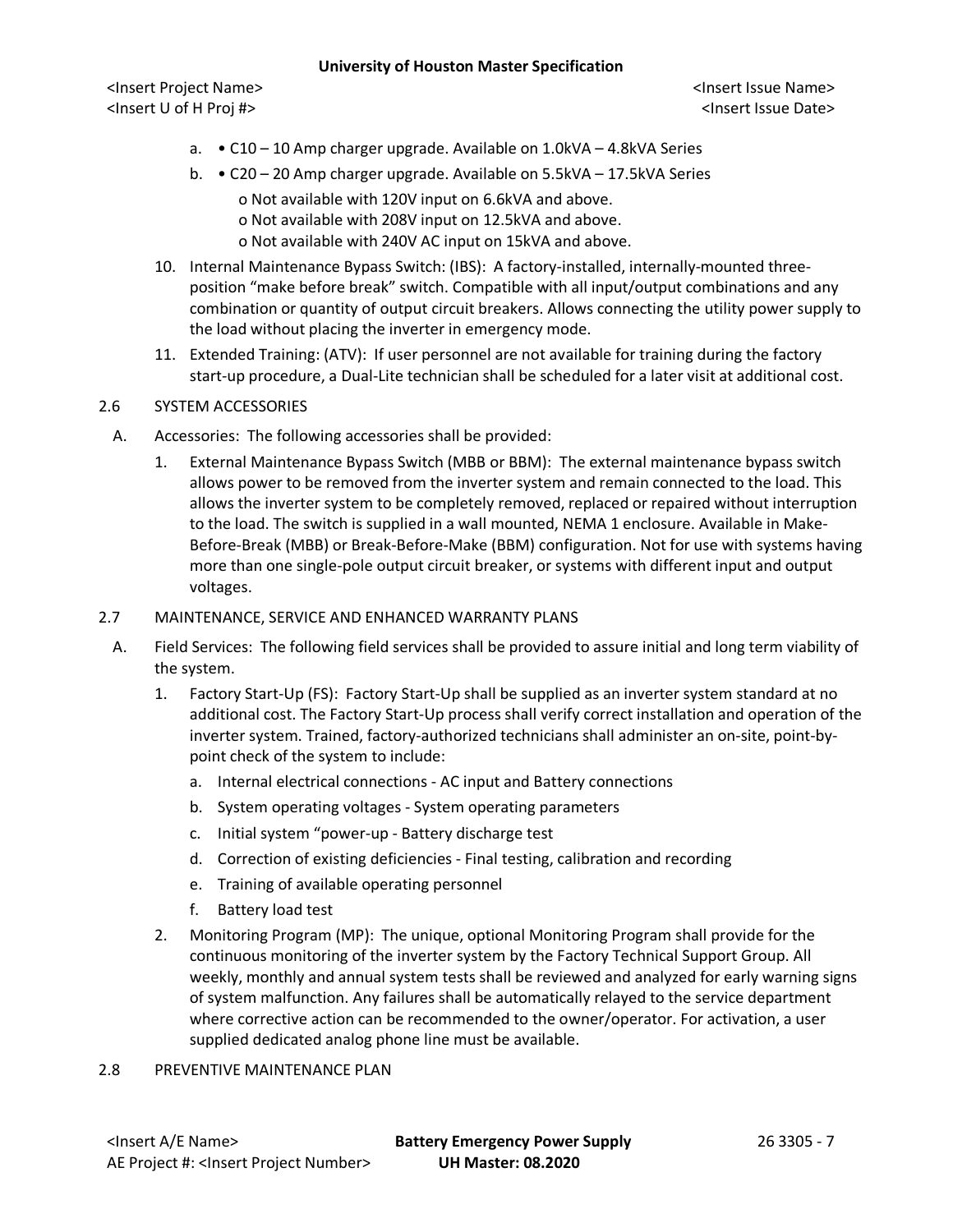a. • C10 – 10 Amp charger upgrade. Available on 1.0kVA – 4.8kVA Series

b. • C20 – 20 Amp charger upgrade. Available on 5.5kVA – 17.5kVA Series

   o Not available with 120V input on 6.6kVA and above.
   o Not available with 208V input on 12.5kVA and above.
   o Not available with 240V AC input on 15kVA and above.

10. Internal Maintenance Bypass Switch: (IBS): A factory-installed, internally-mounted three-position "make before break" switch. Compatible with all input/output combinations and any combination or quantity of output circuit breakers. Allows connecting the utility power supply to the load without placing the inverter in emergency mode.

11. Extended Training: (ATV): If user personnel are not available for training during the factory start-up procedure, a Dual-Lite technician shall be scheduled for a later visit at additional cost.

## 2.6 SYSTEM ACCESSORIES

A. Accessories: The following accessories shall be provided:

1. External Maintenance Bypass Switch (MBB or BBM): The external maintenance bypass switch allows power to be removed from the inverter system and remain connected to the load. This allows the inverter system to be completely removed, replaced or repaired without interruption to the load. The switch is supplied in a wall mounted, NEMA 1 enclosure. Available in Make-Before-Break (MBB) or Break-Before-Make (BBM) configuration. Not for use with systems having more than one single-pole output circuit breaker, or systems with different input and output voltages.

## 2.7 MAINTENANCE, SERVICE AND ENHANCED WARRANTY PLANS

A. Field Services: The following field services shall be provided to assure initial and long term viability of the system.

1. Factory Start-Up (FS): Factory Start-Up shall be supplied as an inverter system standard at no additional cost. The Factory Start-Up process shall verify correct installation and operation of the inverter system. Trained, factory-authorized technicians shall administer an on-site, point-by-point check of the system to include:

   a. Internal electrical connections - AC input and Battery connections
   b. System operating voltages - System operating parameters
   c. Initial system "power-up - Battery discharge test
   d. Correction of existing deficiencies - Final testing, calibration and recording
   e. Training of available operating personnel
   f. Battery load test

2. Monitoring Program (MP): The unique, optional Monitoring Program shall provide for the continuous monitoring of the inverter system by the Factory Technical Support Group. All weekly, monthly and annual system tests shall be reviewed and analyzed for early warning signs of system malfunction. Any failures shall be automatically relayed to the service department where corrective action can be recommended to the owner/operator. For activation, a user supplied dedicated analog phone line must be available.

## 2.8 PREVENTIVE MAINTENANCE PLAN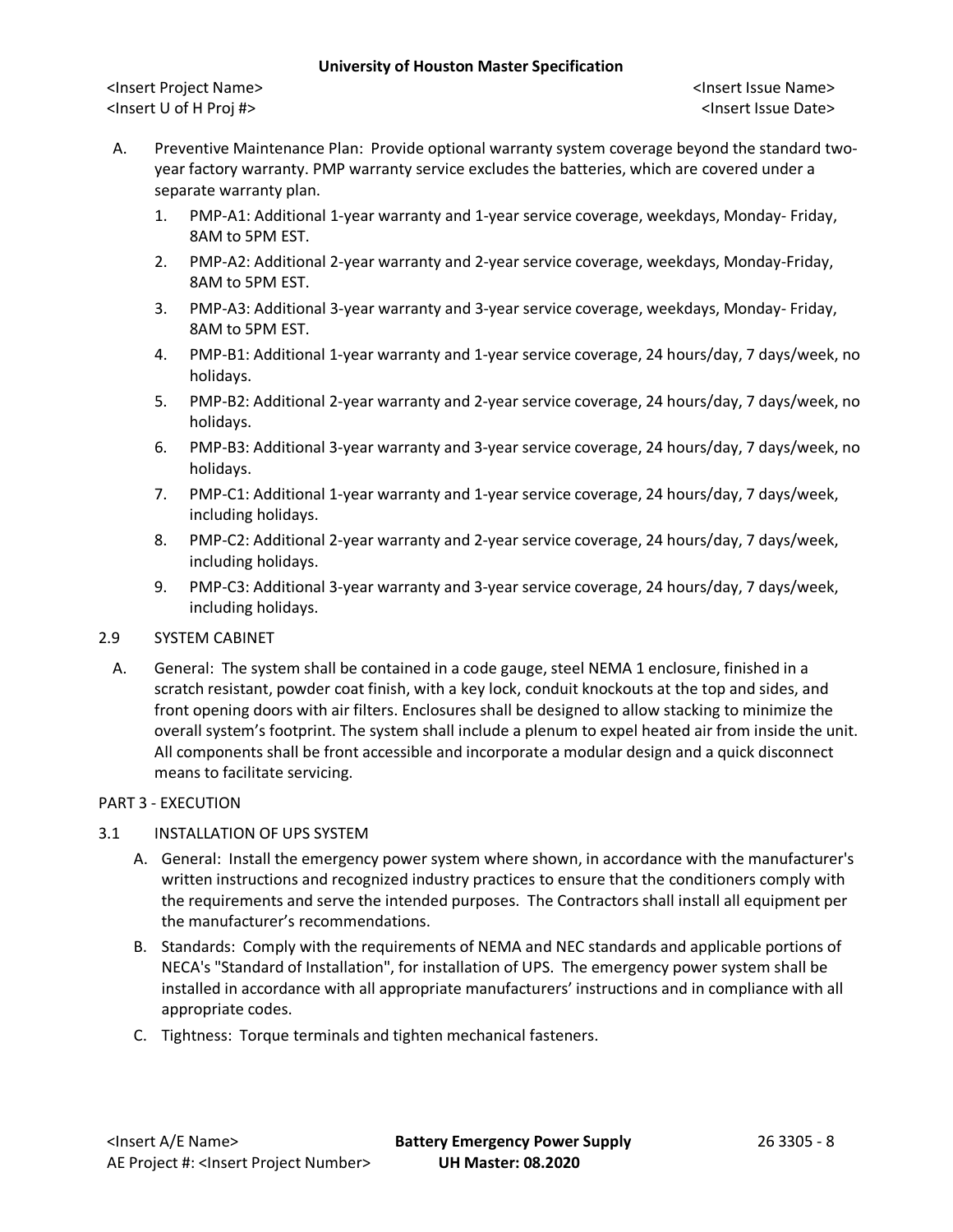A. Preventive Maintenance Plan: Provide optional warranty system coverage beyond the standard two-year factory warranty. PMP warranty service excludes the batteries, which are covered under a separate warranty plan.

1. PMP-A1: Additional 1-year warranty and 1-year service coverage, weekdays, Monday- Friday, 8AM to 5PM EST.
2. PMP-A2: Additional 2-year warranty and 2-year service coverage, weekdays, Monday-Friday, 8AM to 5PM EST.
3. PMP-A3: Additional 3-year warranty and 3-year service coverage, weekdays, Monday- Friday, 8AM to 5PM EST.
4. PMP-B1: Additional 1-year warranty and 1-year service coverage, 24 hours/day, 7 days/week, no holidays.
5. PMP-B2: Additional 2-year warranty and 2-year service coverage, 24 hours/day, 7 days/week, no holidays.
6. PMP-B3: Additional 3-year warranty and 3-year service coverage, 24 hours/day, 7 days/week, no holidays.
7. PMP-C1: Additional 1-year warranty and 1-year service coverage, 24 hours/day, 7 days/week, including holidays.
8. PMP-C2: Additional 2-year warranty and 2-year service coverage, 24 hours/day, 7 days/week, including holidays.
9. PMP-C3: Additional 3-year warranty and 3-year service coverage, 24 hours/day, 7 days/week, including holidays.

### 2.9 SYSTEM CABINET

A. General: The system shall be contained in a code gauge, steel NEMA 1 enclosure, finished in a scratch resistant, powder coat finish, with a key lock, conduit knockouts at the top and sides, and front opening doors with air filters. Enclosures shall be designed to allow stacking to minimize the overall system's footprint. The system shall include a plenum to expel heated air from inside the unit. All components shall be front accessible and incorporate a modular design and a quick disconnect means to facilitate servicing.

## PART 3 - EXECUTION

### 3.1 INSTALLATION OF UPS SYSTEM

A. General: Install the emergency power system where shown, in accordance with the manufacturer's written instructions and recognized industry practices to ensure that the conditioners comply with the requirements and serve the intended purposes. The Contractors shall install all equipment per the manufacturer's recommendations.

B. Standards: Comply with the requirements of NEMA and NEC standards and applicable portions of NECA's "Standard of Installation", for installation of UPS. The emergency power system shall be installed in accordance with all appropriate manufacturers' instructions and in compliance with all appropriate codes.

C. Tightness: Torque terminals and tighten mechanical fasteners.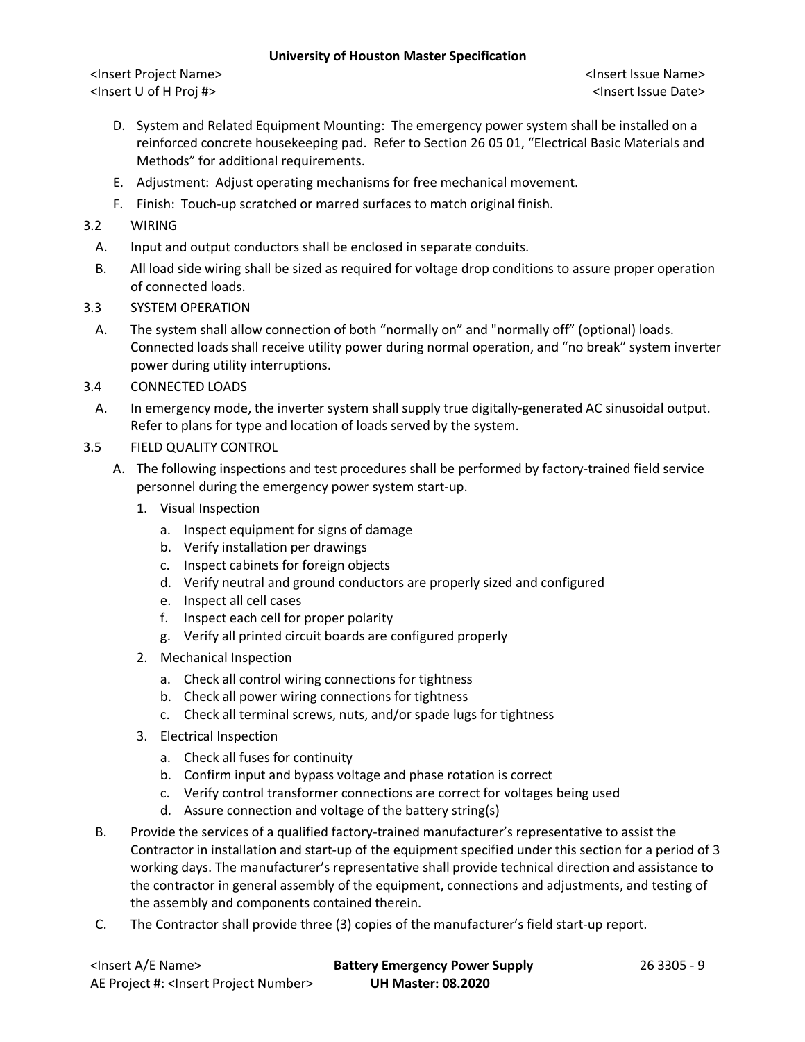D. System and Related Equipment Mounting: The emergency power system shall be installed on a reinforced concrete housekeeping pad. Refer to Section 26 05 01, "Electrical Basic Materials and Methods" for additional requirements.

E. Adjustment: Adjust operating mechanisms for free mechanical movement.

F. Finish: Touch-up scratched or marred surfaces to match original finish.

3.2 WIRING

A. Input and output conductors shall be enclosed in separate conduits.

B. All load side wiring shall be sized as required for voltage drop conditions to assure proper operation of connected loads.

3.3 SYSTEM OPERATION

A. The system shall allow connection of both "normally on" and "normally off" (optional) loads. Connected loads shall receive utility power during normal operation, and "no break" system inverter power during utility interruptions.

3.4 CONNECTED LOADS

A. In emergency mode, the inverter system shall supply true digitally-generated AC sinusoidal output. Refer to plans for type and location of loads served by the system.

3.5 FIELD QUALITY CONTROL

A. The following inspections and test procedures shall be performed by factory-trained field service personnel during the emergency power system start-up.

1. Visual Inspection
    a. Inspect equipment for signs of damage
    b. Verify installation per drawings
    c. Inspect cabinets for foreign objects
    d. Verify neutral and ground conductors are properly sized and configured
    e. Inspect all cell cases
    f. Inspect each cell for proper polarity
    g. Verify all printed circuit boards are configured properly
2. Mechanical Inspection
    a. Check all control wiring connections for tightness
    b. Check all power wiring connections for tightness
    c. Check all terminal screws, nuts, and/or spade lugs for tightness
3. Electrical Inspection
    a. Check all fuses for continuity
    b. Confirm input and bypass voltage and phase rotation is correct
    c. Verify control transformer connections are correct for voltages being used
    d. Assure connection and voltage of the battery string(s)

B. Provide the services of a qualified factory-trained manufacturer's representative to assist the Contractor in installation and start-up of the equipment specified under this section for a period of 3 working days. The manufacturer's representative shall provide technical direction and assistance to the contractor in general assembly of the equipment, connections and adjustments, and testing of the assembly and components contained therein.

C. The Contractor shall provide three (3) copies of the manufacturer's field start-up report.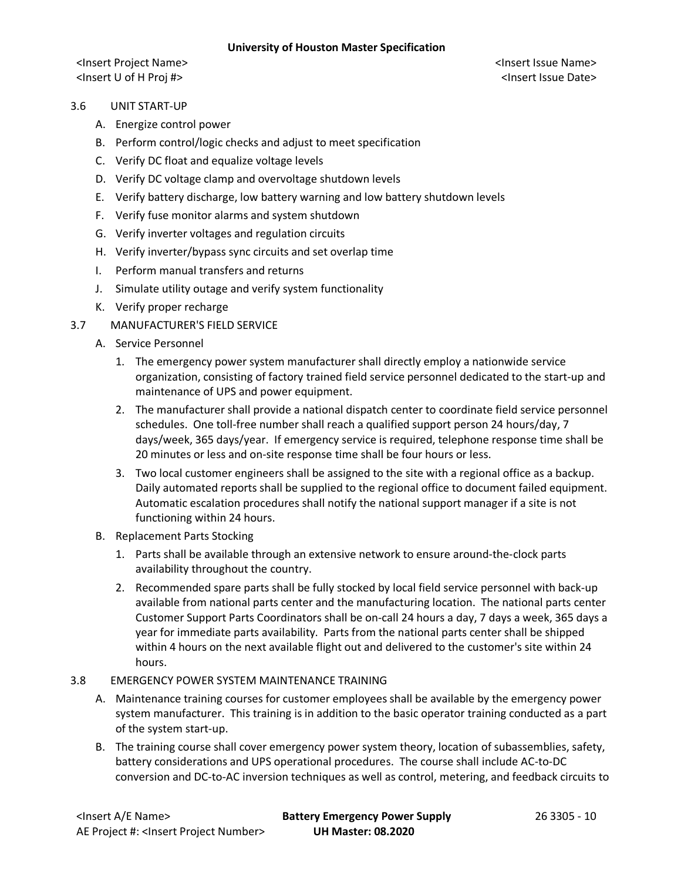### 3.6 UNIT START-UP

A. Energize control power

B. Perform control/logic checks and adjust to meet specification

C. Verify DC float and equalize voltage levels

D. Verify DC voltage clamp and overvoltage shutdown levels

E. Verify battery discharge, low battery warning and low battery shutdown levels

F. Verify fuse monitor alarms and system shutdown

G. Verify inverter voltages and regulation circuits

H. Verify inverter/bypass sync circuits and set overlap time

I. Perform manual transfers and returns

J. Simulate utility outage and verify system functionality

K. Verify proper recharge

### 3.7 MANUFACTURER'S FIELD SERVICE

A. Service Personnel

1. The emergency power system manufacturer shall directly employ a nationwide service organization, consisting of factory trained field service personnel dedicated to the start-up and maintenance of UPS and power equipment.
2. The manufacturer shall provide a national dispatch center to coordinate field service personnel schedules. One toll-free number shall reach a qualified support person 24 hours/day, 7 days/week, 365 days/year. If emergency service is required, telephone response time shall be 20 minutes or less and on-site response time shall be four hours or less.
3. Two local customer engineers shall be assigned to the site with a regional office as a backup. Daily automated reports shall be supplied to the regional office to document failed equipment. Automatic escalation procedures shall notify the national support manager if a site is not functioning within 24 hours.

B. Replacement Parts Stocking

1. Parts shall be available through an extensive network to ensure around-the-clock parts availability throughout the country.
2. Recommended spare parts shall be fully stocked by local field service personnel with back-up available from national parts center and the manufacturing location. The national parts center Customer Support Parts Coordinators shall be on-call 24 hours a day, 7 days a week, 365 days a year for immediate parts availability. Parts from the national parts center shall be shipped within 4 hours on the next available flight out and delivered to the customer's site within 24 hours.

### 3.8 EMERGENCY POWER SYSTEM MAINTENANCE TRAINING

A. Maintenance training courses for customer employees shall be available by the emergency power system manufacturer. This training is in addition to the basic operator training conducted as a part of the system start-up.

B. The training course shall cover emergency power system theory, location of subassemblies, safety, battery considerations and UPS operational procedures. The course shall include AC-to-DC conversion and DC-to-AC inversion techniques as well as control, metering, and feedback circuits to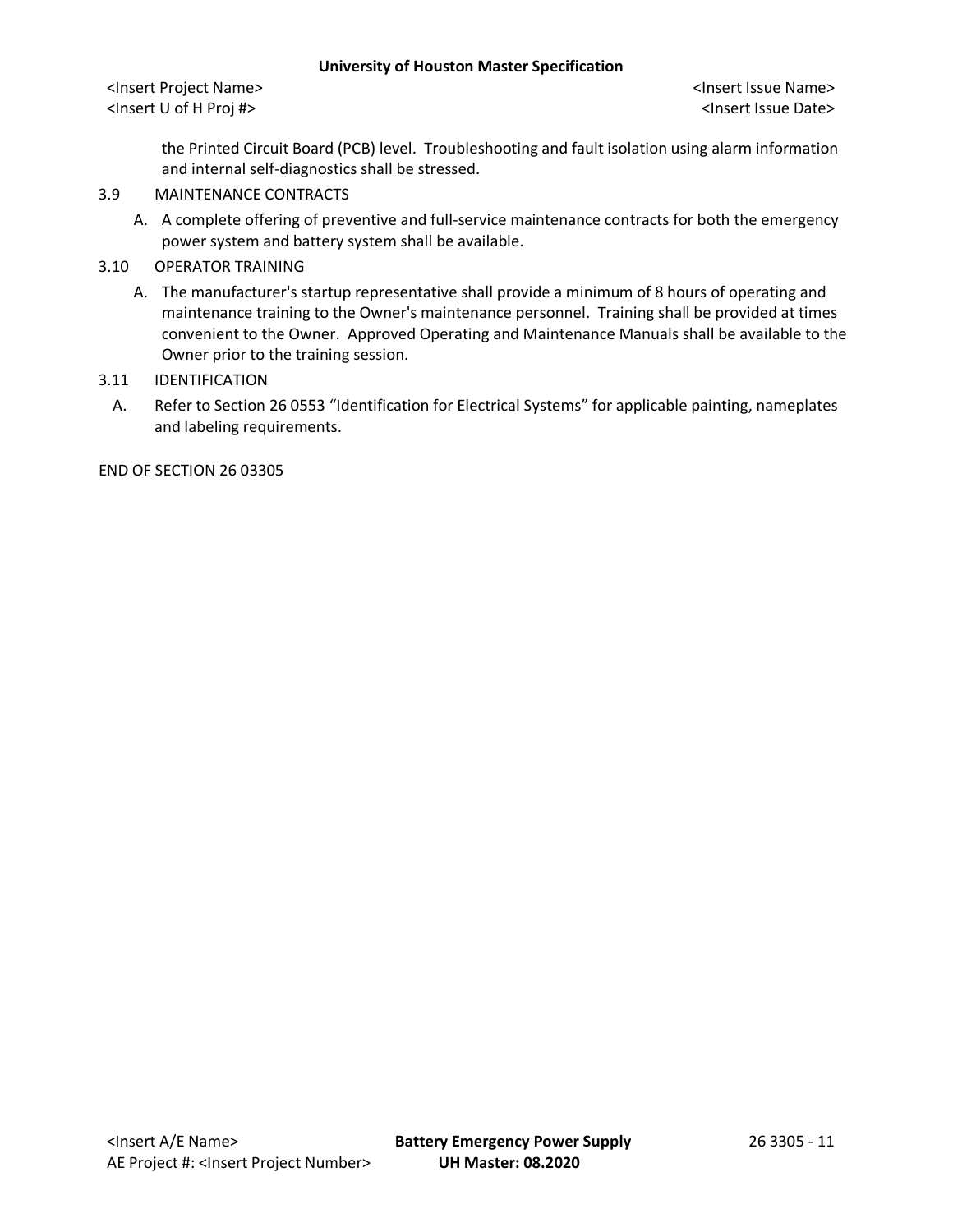the Printed Circuit Board (PCB) level. Troubleshooting and fault isolation using alarm information and internal self-diagnostics shall be stressed.

3.9 MAINTENANCE CONTRACTS

A. A complete offering of preventive and full-service maintenance contracts for both the emergency power system and battery system shall be available.

3.10 OPERATOR TRAINING

A. The manufacturer's startup representative shall provide a minimum of 8 hours of operating and maintenance training to the Owner's maintenance personnel. Training shall be provided at times convenient to the Owner. Approved Operating and Maintenance Manuals shall be available to the Owner prior to the training session.

3.11 IDENTIFICATION

A. Refer to Section 26 0553 “Identification for Electrical Systems” for applicable painting, nameplates and labeling requirements.

END OF SECTION 26 03305